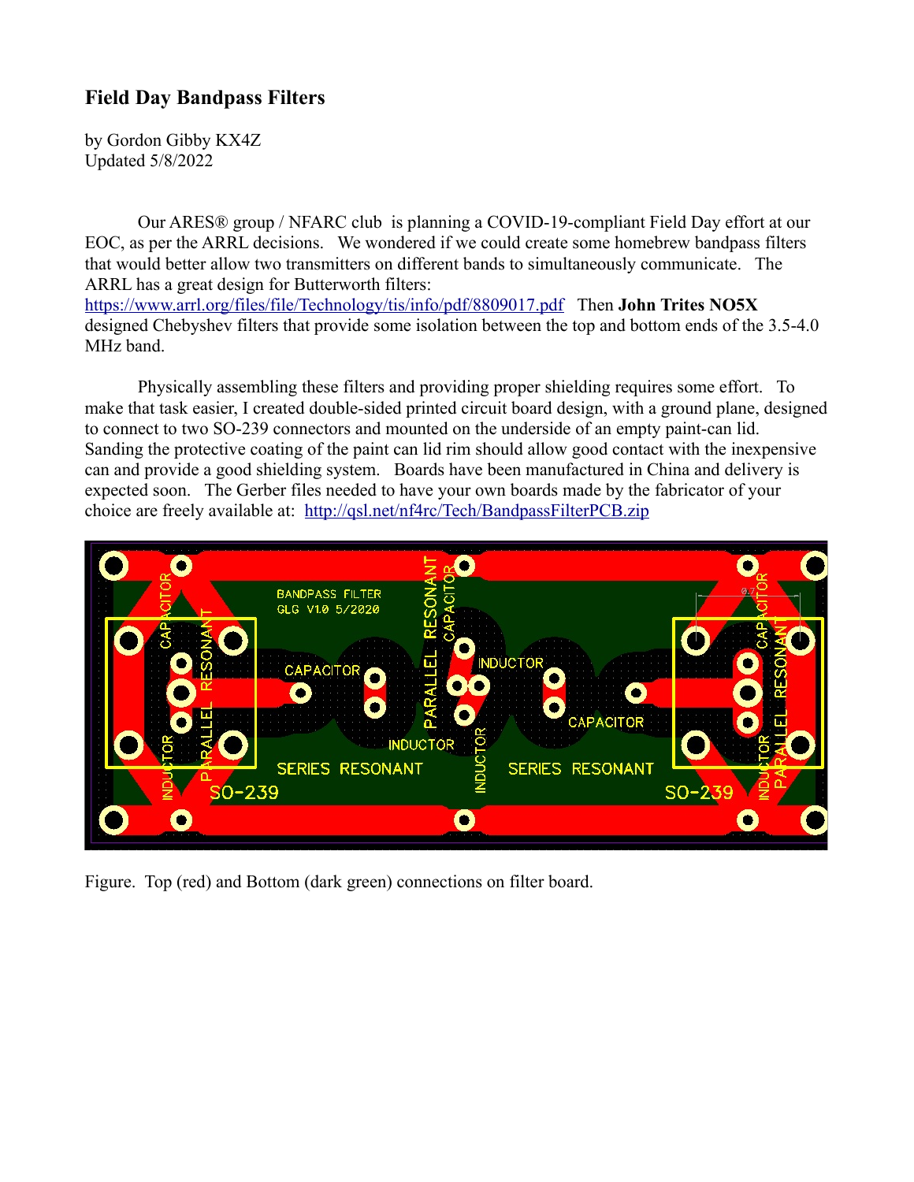# Field Day Bandpass Filters

by Gordon Gibby KX4Z
Updated 5/8/2022

Our ARES® group / NFARC club is planning a COVID-19-compliant Field Day effort at our EOC, as per the ARRL decisions. We wondered if we could create some homebrew bandpass filters that would better allow two transmitters on different bands to simultaneously communicate. The ARRL has a great design for Butterworth filters: [https://www.arrl.org/files/file/Technology/tis/info/pdf/8809017.pdf](https://www.arrl.org/files/file/Technology/tis/info/pdf/8809017.pdf) Then **John Trites NO5X** designed Chebyshev filters that provide some isolation between the top and bottom ends of the 3.5-4.0 MHz band.

Physically assembling these filters and providing proper shielding requires some effort. To make that task easier, I created double-sided printed circuit board design, with a ground plane, designed to connect to two SO-239 connectors and mounted on the underside of an empty paint-can lid. Sanding the protective coating of the paint can lid rim should allow good contact with the inexpensive can and provide a good shielding system. Boards have been manufactured in China and delivery is expected soon. The Gerber files needed to have your own boards made by the fabricator of your choice are freely available at: [http://qsl.net/nf4rc/Tech/BandpassFilterPCB.zip](http://qsl.net/nf4rc/Tech/BandpassFilterPCB.zip)

Figure. Top (red) and Bottom (dark green) connections on filter board.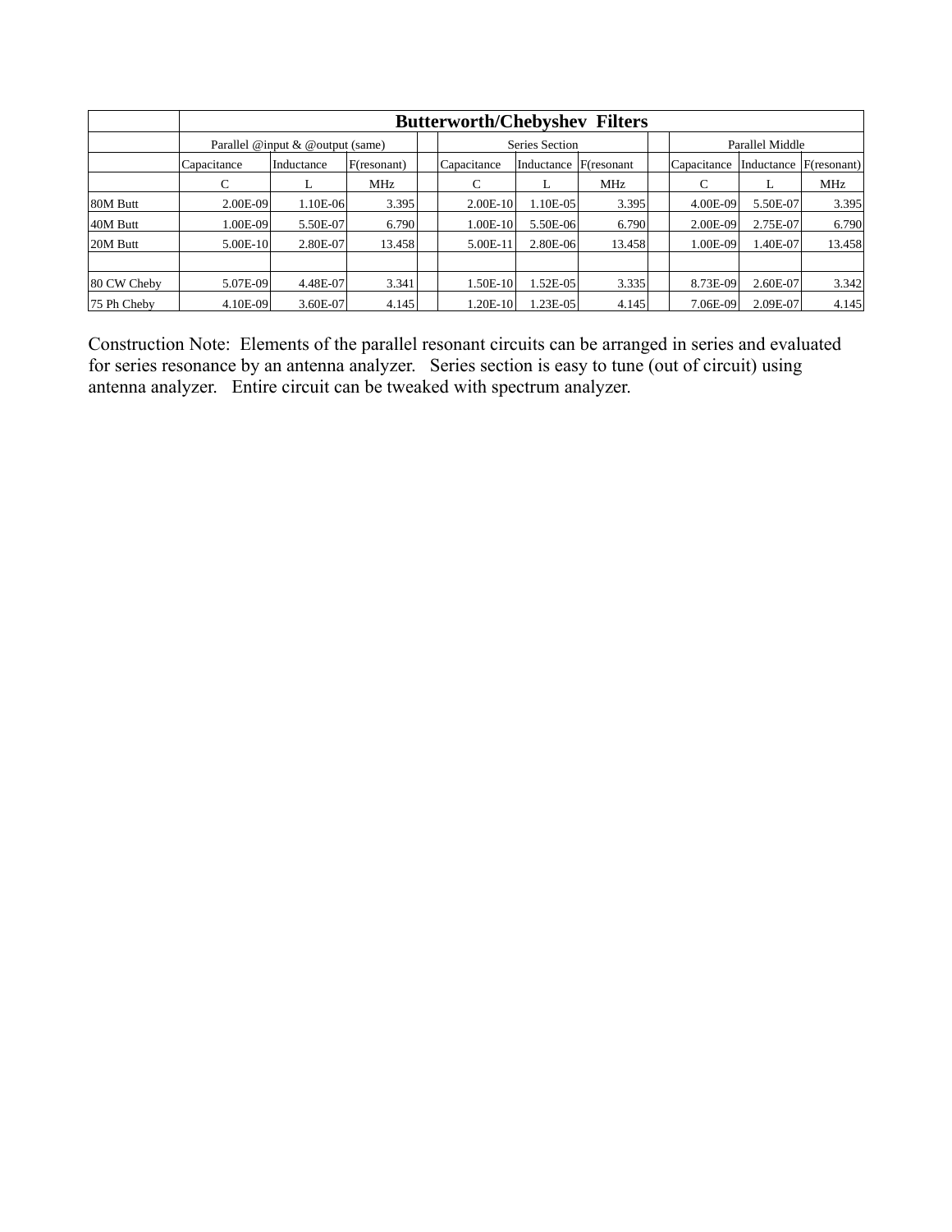| | Butterworth/Chebyshev Filters | | | | | | | | | | |
|---|---|---|---|---|---|---|---|---|---|---|---|
| | Parallel @input & @output (same) | | | | Series Section | | | | Parallel Middle | | |
| | Capacitance | Inductance | F(resonant) | | Capacitance | Inductance | F(resonant | | Capacitance | Inductance | F(resonant) |
| | C | L | MHz | | C | L | MHz | | C | L | MHz |
| 80M Butt | 2.00E-09 | 1.10E-06 | 3.395 | | 2.00E-10 | 1.10E-05 | 3.395 | | 4.00E-09 | 5.50E-07 | 3.395 |
| 40M Butt | 1.00E-09 | 5.50E-07 | 6.790 | | 1.00E-10 | 5.50E-06 | 6.790 | | 2.00E-09 | 2.75E-07 | 6.790 |
| 20M Butt | 5.00E-10 | 2.80E-07 | 13.458 | | 5.00E-11 | 2.80E-06 | 13.458 | | 1.00E-09 | 1.40E-07 | 13.458 |
| | | | | | | | | | | | |
| 80 CW Cheby | 5.07E-09 | 4.48E-07 | 3.341 | | 1.50E-10 | 1.52E-05 | 3.335 | | 8.73E-09 | 2.60E-07 | 3.342 |
| 75 Ph Cheby | 4.10E-09 | 3.60E-07 | 4.145 | | 1.20E-10 | 1.23E-05 | 4.145 | | 7.06E-09 | 2.09E-07 | 4.145 |

Construction Note: Elements of the parallel resonant circuits can be arranged in series and evaluated for series resonance by an antenna analyzer. Series section is easy to tune (out of circuit) using antenna analyzer. Entire circuit can be tweaked with spectrum analyzer.